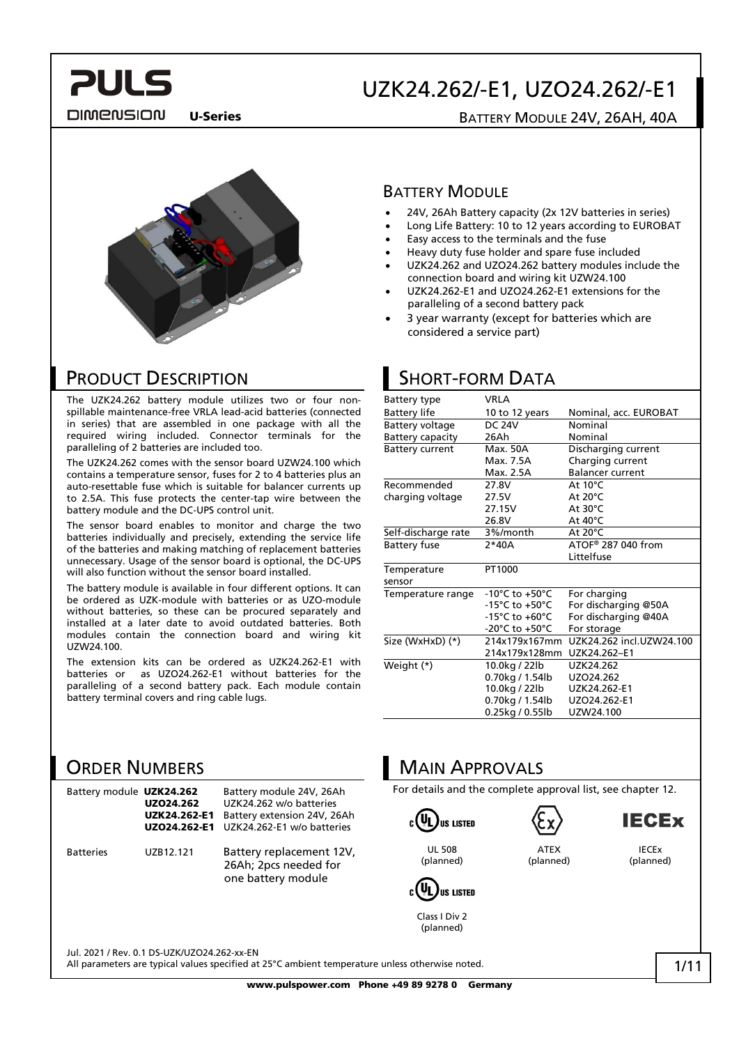# UZK24.262/-E1, UZO24.262/-E1

**U-Series**

BATTERY MODULE 24V, 26AH, 40A

## BATTERY MODULE

- 24V, 26Ah Battery capacity (2x 12V batteries in series)
- Long Life Battery: 10 to 12 years according to EUROBAT
- Easy access to the terminals and the fuse
- Heavy duty fuse holder and spare fuse included
- UZK24.262 and UZO24.262 battery modules include the connection board and wiring kit UZW24.100
- UZK24.262-E1 and UZO24.262-E1 extensions for the paralleling of a second battery pack
- 3 year warranty (except for batteries which are considered a service part)

## PRODUCT DESCRIPTION

The UZK24.262 battery module utilizes two or four non-spillable maintenance-free VRLA lead-acid batteries (connected in series) that are assembled in one package with all the required wiring included. Connector terminals for the paralleling of 2 batteries are included too.

The UZK24.262 comes with the sensor board UZW24.100 which contains a temperature sensor, fuses for 2 to 4 batteries plus an auto-resettable fuse which is suitable for balancer currents up to 2.5A. This fuse protects the center-tap wire between the battery module and the DC-UPS control unit.

The sensor board enables to monitor and charge the two batteries individually and precisely, extending the service life of the batteries and making matching of replacement batteries unnecessary. Usage of the sensor board is optional, the DC-UPS will also function without the sensor board installed.

The battery module is available in four different options. It can be ordered as UZK-module with batteries or as UZO-module without batteries, so these can be procured separately and installed at a later date to avoid outdated batteries. Both modules contain the connection board and wiring kit UZW24.100.

The extension kits can be ordered as UZK24.262-E1 with batteries or as UZO24.262-E1 without batteries for the paralleling of a second battery pack. Each module contain battery terminal covers and ring cable lugs.

## SHORT-FORM DATA

| | | |
|---|---|---|
| Battery type | VRLA | |
| Battery life | 10 to 12 years | Nominal, acc. EUROBAT |
| Battery voltage | DC 24V | Nominal |
| Battery capacity | 26Ah | Nominal |
| Battery current | Max. 50A | Discharging current |
| | Max. 7.5A | Charging current |
| | Max. 2.5A | Balancer current |
| Recommended charging voltage | 27.8V | At 10°C |
| | 27.5V | At 20°C |
| | 27.15V | At 30°C |
| | 26.8V | At 40°C |
| Self-discharge rate | 3%/month | At 20°C |
| Battery fuse | 2*40A | ATOF® 287 040 from Littelfuse |
| Temperature sensor | PT1000 | |
| Temperature range | -10°C to +50°C | For charging |
| | -15°C to +50°C | For discharging @50A |
| | -15°C to +60°C | For discharging @40A |
| | -20°C to +50°C | For storage |
| Size (WxHxD) (*) | 214x179x167mm | UZK24.262 incl.UZW24.100 |
| | 214x179x128mm | UZK24.262–E1 |
| Weight (*) | 10.0kg / 22lb | UZK24.262 |
| | 0.70kg / 1.54lb | UZO24.262 |
| | 10.0kg / 22lb | UZK24.262-E1 |
| | 0.70kg / 1.54lb | UZO24.262-E1 |
| | 0.25kg / 0.55lb | UZW24.100 |

## ORDER NUMBERS

| | | |
|---|---|---|
| Battery module | **UZK24.262** | Battery module 24V, 26Ah |
| | **UZO24.262** | UZK24.262 w/o batteries |
| | **UZK24.262-E1** | Battery extension 24V, 26Ah |
| | **UZO24.262-E1** | UZK24.262-E1 w/o batteries |
| Batteries | UZB12.121 | Battery replacement 12V, 26Ah; 2pcs needed for one battery module |

## MAIN APPROVALS

For details and the complete approval list, see chapter 12.

UL 508 (planned)

ATEX (planned)

IECEx (planned)

Class I Div 2 (planned)

Jul. 2021 / Rev. 0.1 DS-UZK/UZO24.262-xx-EN

All parameters are typical values specified at 25°C ambient temperature unless otherwise noted.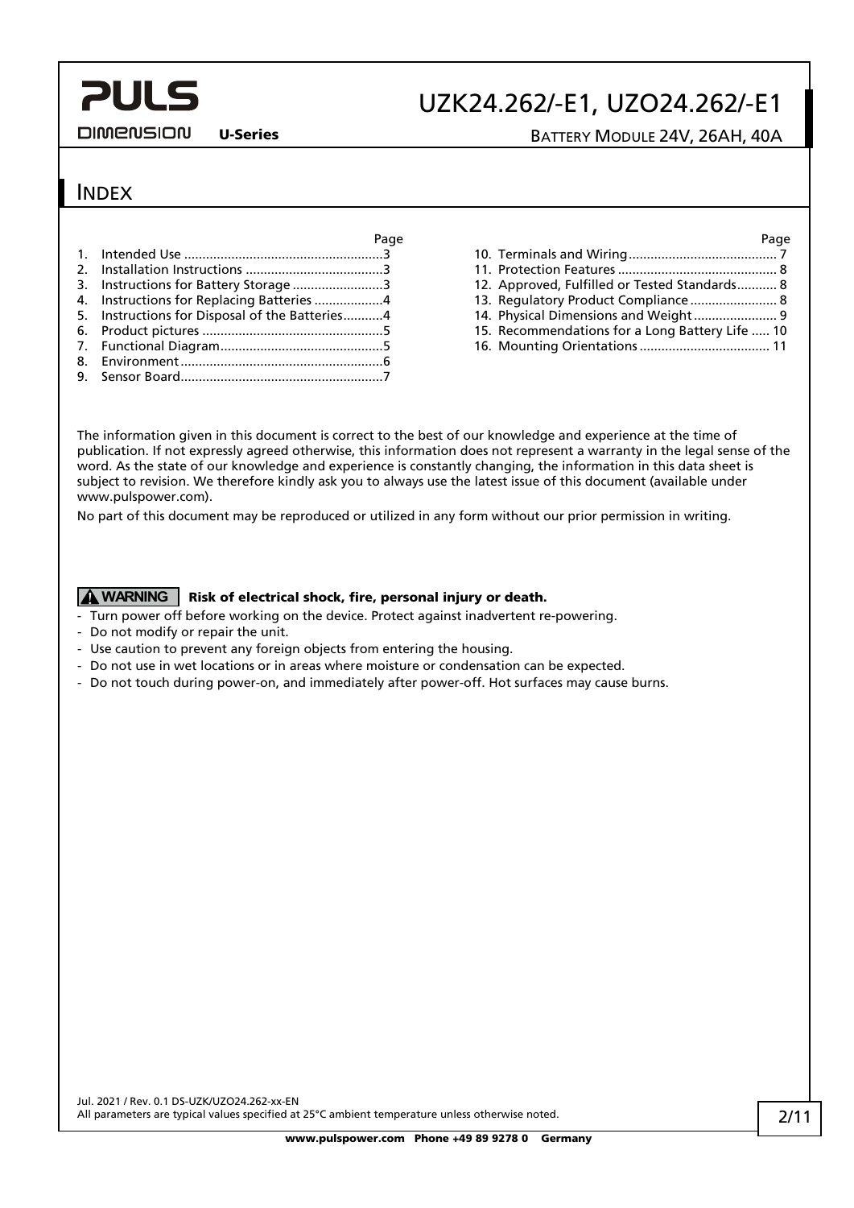# Index

| | Page |
|---|---|
| 1. Intended Use | 3 |
| 2. Installation Instructions | 3 |
| 3. Instructions for Battery Storage | 3 |
| 4. Instructions for Replacing Batteries | 4 |
| 5. Instructions for Disposal of the Batteries | 4 |
| 6. Product pictures | 5 |
| 7. Functional Diagram | 5 |
| 8. Environment | 6 |
| 9. Sensor Board | 7 |
| 10. Terminals and Wiring | 7 |
| 11. Protection Features | 8 |
| 12. Approved, Fulfilled or Tested Standards | 8 |
| 13. Regulatory Product Compliance | 8 |
| 14. Physical Dimensions and Weight | 9 |
| 15. Recommendations for a Long Battery Life | 10 |
| 16. Mounting Orientations | 11 |

The information given in this document is correct to the best of our knowledge and experience at the time of publication. If not expressly agreed otherwise, this information does not represent a warranty in the legal sense of the word. As the state of our knowledge and experience is constantly changing, the information in this data sheet is subject to revision. We therefore kindly ask you to always use the latest issue of this document (available under www.pulspower.com).

No part of this document may be reproduced or utilized in any form without our prior permission in writing.

**WARNING** **Risk of electrical shock, fire, personal injury or death.**

- Turn power off before working on the device. Protect against inadvertent re-powering.
- Do not modify or repair the unit.
- Use caution to prevent any foreign objects from entering the housing.
- Do not use in wet locations or in areas where moisture or condensation can be expected.
- Do not touch during power-on, and immediately after power-off. Hot surfaces may cause burns.

Jul. 2021 / Rev. 0.1 DS-UZK/UZO24.262-xx-EN

All parameters are typical values specified at 25°C ambient temperature unless otherwise noted.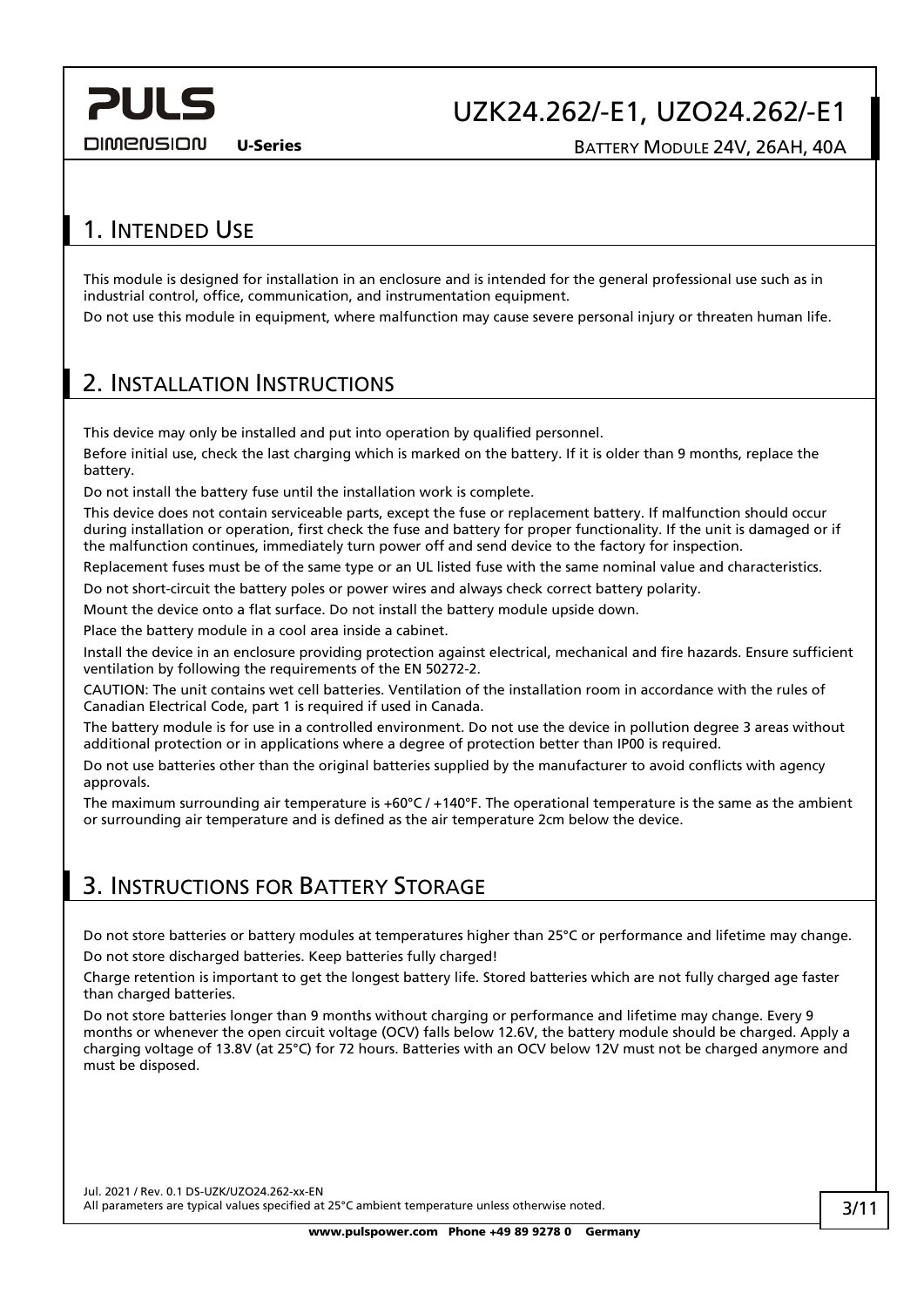## 1. Intended Use

This module is designed for installation in an enclosure and is intended for the general professional use such as in industrial control, office, communication, and instrumentation equipment.

Do not use this module in equipment, where malfunction may cause severe personal injury or threaten human life.

## 2. Installation Instructions

This device may only be installed and put into operation by qualified personnel.

Before initial use, check the last charging which is marked on the battery. If it is older than 9 months, replace the battery.

Do not install the battery fuse until the installation work is complete.

This device does not contain serviceable parts, except the fuse or replacement battery. If malfunction should occur during installation or operation, first check the fuse and battery for proper functionality. If the unit is damaged or if the malfunction continues, immediately turn power off and send device to the factory for inspection.

Replacement fuses must be of the same type or an UL listed fuse with the same nominal value and characteristics.

Do not short-circuit the battery poles or power wires and always check correct battery polarity.

Mount the device onto a flat surface. Do not install the battery module upside down.

Place the battery module in a cool area inside a cabinet.

Install the device in an enclosure providing protection against electrical, mechanical and fire hazards. Ensure sufficient ventilation by following the requirements of the EN 50272-2.

CAUTION: The unit contains wet cell batteries. Ventilation of the installation room in accordance with the rules of Canadian Electrical Code, part 1 is required if used in Canada.

The battery module is for use in a controlled environment. Do not use the device in pollution degree 3 areas without additional protection or in applications where a degree of protection better than IP00 is required.

Do not use batteries other than the original batteries supplied by the manufacturer to avoid conflicts with agency approvals.

The maximum surrounding air temperature is +60°C / +140°F. The operational temperature is the same as the ambient or surrounding air temperature and is defined as the air temperature 2cm below the device.

## 3. Instructions for Battery Storage

Do not store batteries or battery modules at temperatures higher than 25°C or performance and lifetime may change.

Do not store discharged batteries. Keep batteries fully charged!

Charge retention is important to get the longest battery life. Stored batteries which are not fully charged age faster than charged batteries.

Do not store batteries longer than 9 months without charging or performance and lifetime may change. Every 9 months or whenever the open circuit voltage (OCV) falls below 12.6V, the battery module should be charged. Apply a charging voltage of 13.8V (at 25°C) for 72 hours. Batteries with an OCV below 12V must not be charged anymore and must be disposed.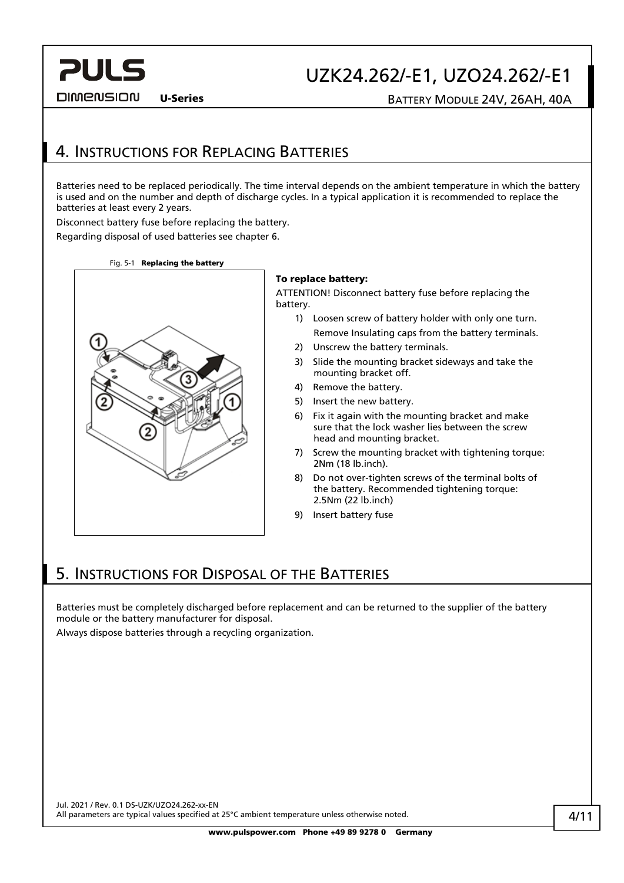## 4. Instructions for Replacing Batteries

Batteries need to be replaced periodically. The time interval depends on the ambient temperature in which the battery is used and on the number and depth of discharge cycles. In a typical application it is recommended to replace the batteries at least every 2 years.

Disconnect battery fuse before replacing the battery.

Regarding disposal of used batteries see chapter 6.

Fig. 5-1 **Replacing the battery**

**To replace battery:**

ATTENTION! Disconnect battery fuse before replacing the battery.

1) Loosen screw of battery holder with only one turn.
   Remove Insulating caps from the battery terminals.
2) Unscrew the battery terminals.
3) Slide the mounting bracket sideways and take the mounting bracket off.
4) Remove the battery.
5) Insert the new battery.
6) Fix it again with the mounting bracket and make sure that the lock washer lies between the screw head and mounting bracket.
7) Screw the mounting bracket with tightening torque: 2Nm (18 lb.inch).
8) Do not over-tighten screws of the terminal bolts of the battery. Recommended tightening torque: 2.5Nm (22 lb.inch)
9) Insert battery fuse

## 5. Instructions for Disposal of the Batteries

Batteries must be completely discharged before replacement and can be returned to the supplier of the battery module or the battery manufacturer for disposal.

Always dispose batteries through a recycling organization.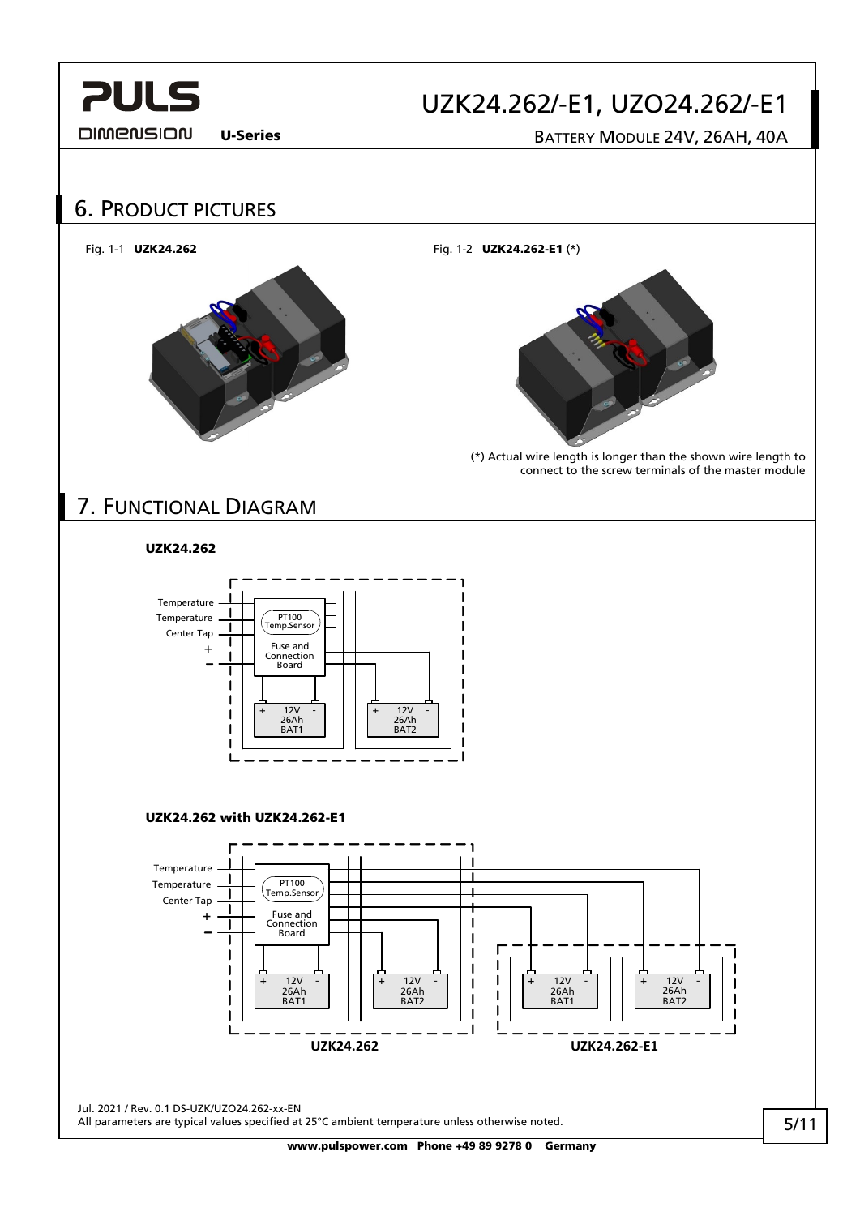## 6. Product Pictures

Fig. 1-1 **UZK24.262**

Fig. 1-2 **UZK24.262-E1** (*)

(*) Actual wire length is longer than the shown wire length to connect to the screw terminals of the master module

## 7. Functional Diagram

**UZK24.262**

Temperature
Temperature
Center Tap
+
–
PT100 Temp.Sensor
Fuse and Connection Board
+ 12V - 26Ah BAT1
+ 12V - 26Ah BAT2

**UZK24.262 with UZK24.262-E1**

Temperature
Temperature
Center Tap
+
–
PT100 Temp.Sensor
Fuse and Connection Board
+ 12V - 26Ah BAT1
+ 12V - 26Ah BAT2
+ 12V - 26Ah BAT1
+ 12V - 26Ah BAT2

**UZK24.262** **UZK24.262-E1**

Jul. 2021 / Rev. 0.1 DS-UZK/UZO24.262-xx-EN
All parameters are typical values specified at 25°C ambient temperature unless otherwise noted.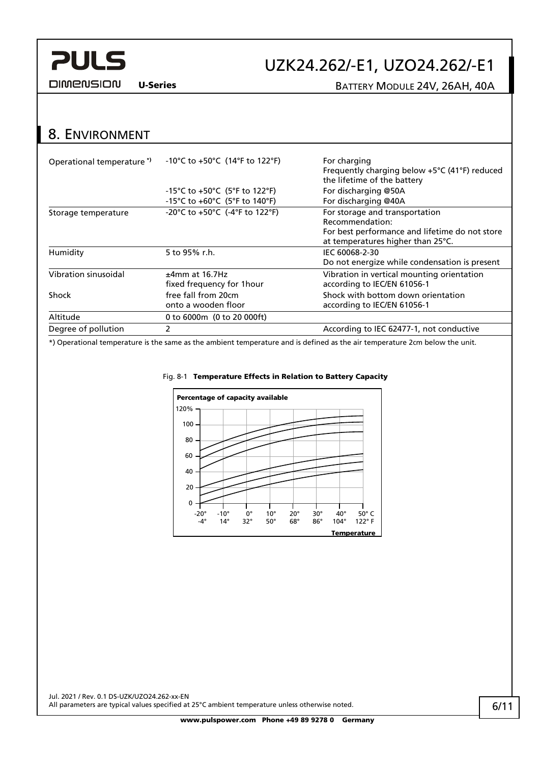## 8. Environment

| | | |
|---|---|---|
| Operational temperature *) | -10°C to +50°C (14°F to 122°F) | For charging<br>Frequently charging below +5°C (41°F) reduced the lifetime of the battery |
| | -15°C to +50°C (5°F to 122°F) | For discharging @50A |
| | -15°C to +60°C (5°F to 140°F) | For discharging @40A |
| Storage temperature | -20°C to +50°C (-4°F to 122°F) | For storage and transportation<br>Recommendation:<br>For best performance and lifetime do not store at temperatures higher than 25°C. |
| Humidity | 5 to 95% r.h. | IEC 60068-2-30<br>Do not energize while condensation is present |
| Vibration sinusoidal | ±4mm at 16.7Hz<br>fixed frequency for 1hour | Vibration in vertical mounting orientation according to IEC/EN 61056-1 |
| Shock | free fall from 20cm<br>onto a wooden floor | Shock with bottom down orientation according to IEC/EN 61056-1 |
| Altitude | 0 to 6000m (0 to 20 000ft) | |
| Degree of pollution | 2 | According to IEC 62477-1, not conductive |

*) Operational temperature is the same as the ambient temperature and is defined as the air temperature 2cm below the unit.

Fig. 8-1 **Temperature Effects in Relation to Battery Capacity**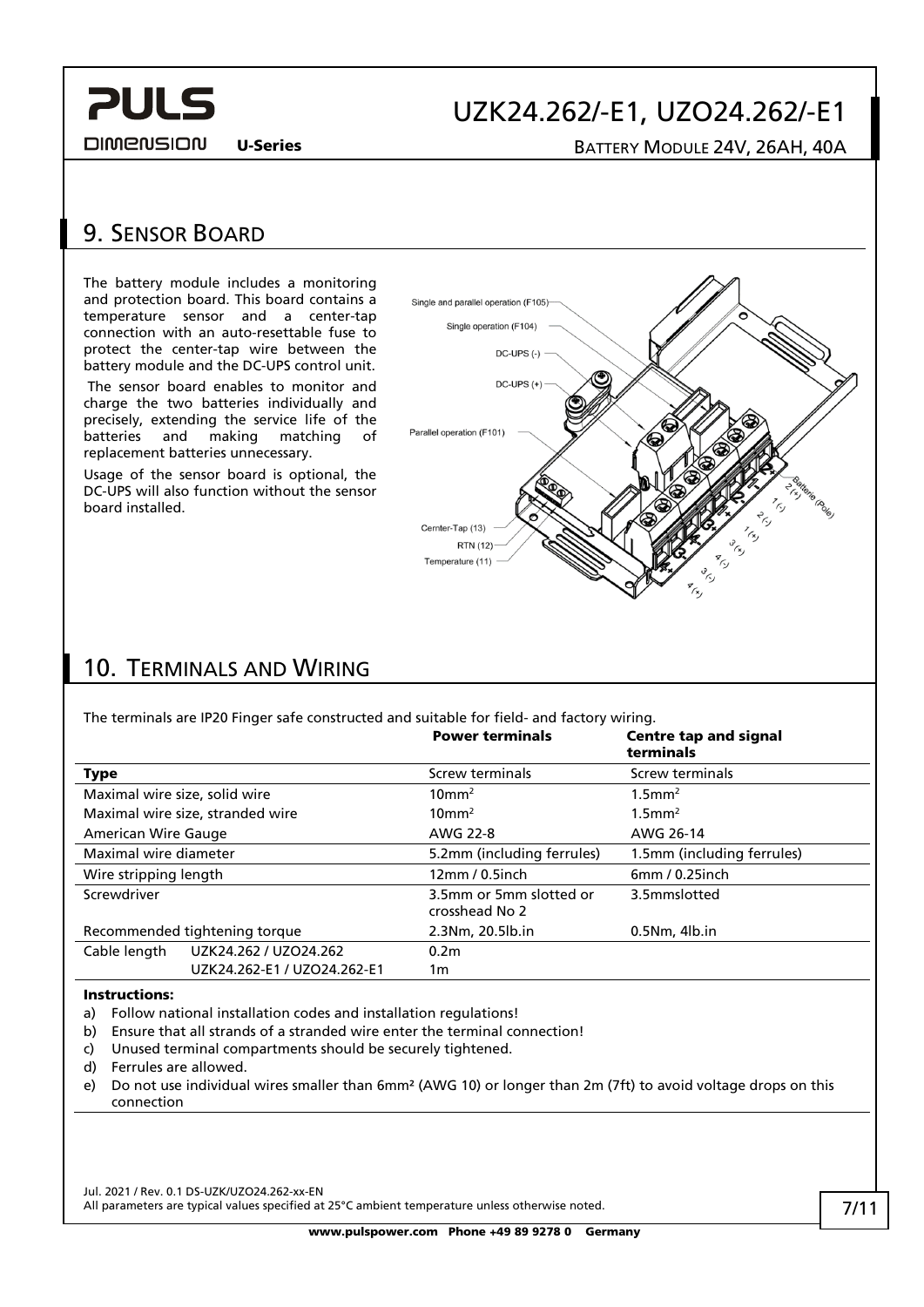## 9. Sensor Board

The battery module includes a monitoring and protection board. This board contains a temperature sensor and a center-tap connection with an auto-resettable fuse to protect the center-tap wire between the battery module and the DC-UPS control unit.

The sensor board enables to monitor and charge the two batteries individually and precisely, extending the service life of the batteries and making matching of replacement batteries unnecessary.

Usage of the sensor board is optional, the DC-UPS will also function without the sensor board installed.

## 10. Terminals and Wiring

The terminals are IP20 Finger safe constructed and suitable for field- and factory wiring.

| | | Power terminals | Centre tap and signal terminals |
|---|---|---|---|
| **Type** | | Screw terminals | Screw terminals |
| Maximal wire size, solid wire | | 10mm² | 1.5mm² |
| Maximal wire size, stranded wire | | 10mm² | 1.5mm² |
| American Wire Gauge | | AWG 22-8 | AWG 26-14 |
| Maximal wire diameter | | 5.2mm (including ferrules) | 1.5mm (including ferrules) |
| Wire stripping length | | 12mm / 0.5inch | 6mm / 0.25inch |
| Screwdriver | | 3.5mm or 5mm slotted or crosshead No 2 | 3.5mmslotted |
| Recommended tightening torque | | 2.3Nm, 20.5lb.in | 0.5Nm, 4lb.in |
| Cable length | UZK24.262 / UZO24.262 | 0.2m | |
| | UZK24.262-E1 / UZO24.262-E1 | 1m | |

**Instructions:**

a) Follow national installation codes and installation regulations!
b) Ensure that all strands of a stranded wire enter the terminal connection!
c) Unused terminal compartments should be securely tightened.
d) Ferrules are allowed.
e) Do not use individual wires smaller than 6mm² (AWG 10) or longer than 2m (7ft) to avoid voltage drops on this connection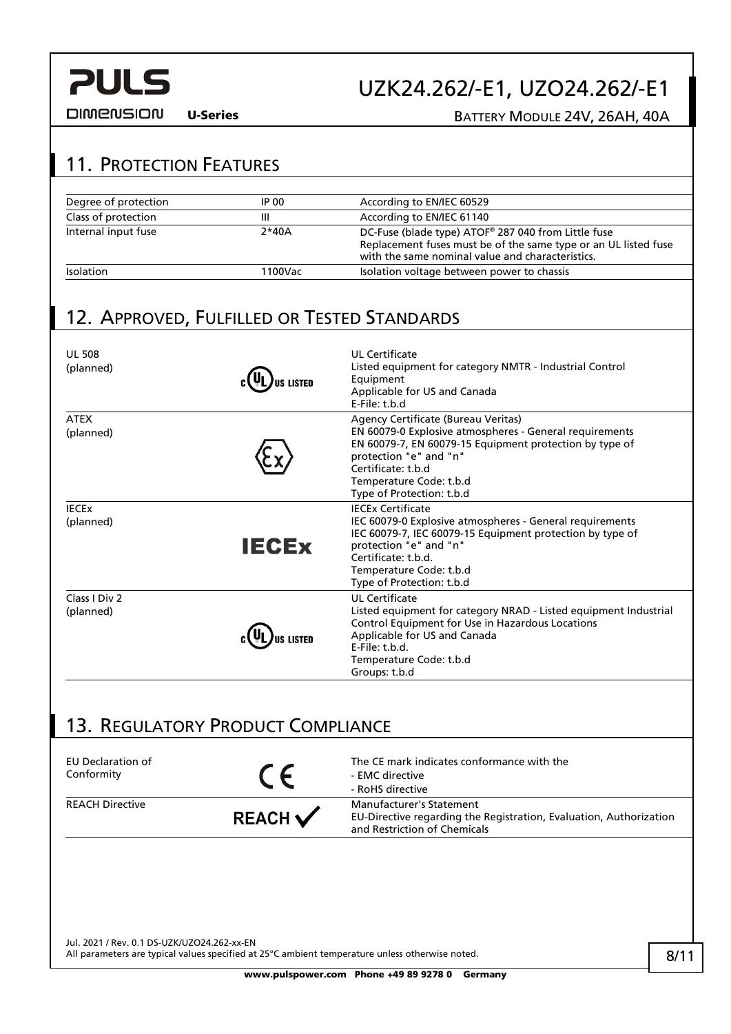## 11. Protection Features

| | | |
|---|---|---|
| Degree of protection | IP 00 | According to EN/IEC 60529 |
| Class of protection | III | According to EN/IEC 61140 |
| Internal input fuse | 2*40A | DC-Fuse (blade type) ATOF® 287 040 from Little fuse<br>Replacement fuses must be of the same type or an UL listed fuse with the same nominal value and characteristics. |
| Isolation | 1100Vac | Isolation voltage between power to chassis |

## 12. Approved, Fulfilled or Tested Standards

| | | |
|---|---|---|
| UL 508<br>(planned) | c UL US LISTED | UL Certificate<br>Listed equipment for category NMTR - Industrial Control Equipment<br>Applicable for US and Canada<br>E-File: t.b.d |
| ATEX<br>(planned) | Ex | Agency Certificate (Bureau Veritas)<br>EN 60079-0 Explosive atmospheres - General requirements<br>EN 60079-7, EN 60079-15 Equipment protection by type of protection "e" and "n"<br>Certificate: t.b.d<br>Temperature Code: t.b.d<br>Type of Protection: t.b.d |
| IECEx<br>(planned) | IECEx | IECEx Certificate<br>IEC 60079-0 Explosive atmospheres - General requirements<br>IEC 60079-7, IEC 60079-15 Equipment protection by type of protection "e" and "n"<br>Certificate: t.b.d.<br>Temperature Code: t.b.d<br>Type of Protection: t.b.d |
| Class I Div 2<br>(planned) | c UL US LISTED | UL Certificate<br>Listed equipment for category NRAD - Listed equipment Industrial Control Equipment for Use in Hazardous Locations<br>Applicable for US and Canada<br>E-File: t.b.d.<br>Temperature Code: t.b.d<br>Groups: t.b.d |

## 13. Regulatory Product Compliance

| | | |
|---|---|---|
| EU Declaration of Conformity | CE | The CE mark indicates conformance with the<br>- EMC directive<br>- RoHS directive |
| REACH Directive | REACH ✓ | Manufacturer's Statement<br>EU-Directive regarding the Registration, Evaluation, Authorization and Restriction of Chemicals |

Jul. 2021 / Rev. 0.1 DS-UZK/UZO24.262-xx-EN
All parameters are typical values specified at 25°C ambient temperature unless otherwise noted.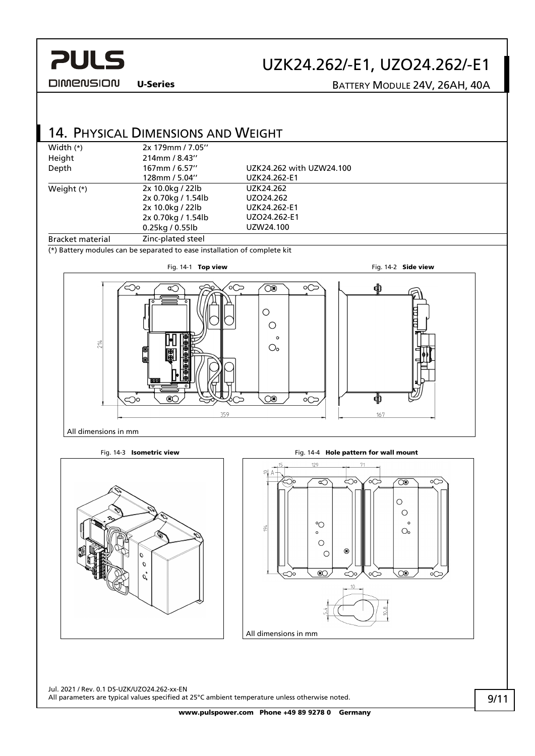## 14. Physical Dimensions and Weight

| | | |
|---|---|---|
| Width (*) | 2x 179mm / 7.05'' | |
| Height | 214mm / 8.43'' | |
| Depth | 167mm / 6.57'' | UZK24.262 with UZW24.100 |
| | 128mm / 5.04'' | UZK24.262-E1 |
| Weight (*) | 2x 10.0kg / 22lb | UZK24.262 |
| | 2x 0.70kg / 1.54lb | UZO24.262 |
| | 2x 10.0kg / 22lb | UZK24.262-E1 |
| | 2x 0.70kg / 1.54lb | UZO24.262-E1 |
| | 0.25kg / 0.55lb | UZW24.100 |
| Bracket material | Zinc-plated steel | |

(*) Battery modules can be separated to ease installation of complete kit

Fig. 14-1 **Top view**

Fig. 14-2 **Side view**

All dimensions in mm

Fig. 14-3 **Isometric view**

Fig. 14-4 **Hole pattern for wall mount**

All dimensions in mm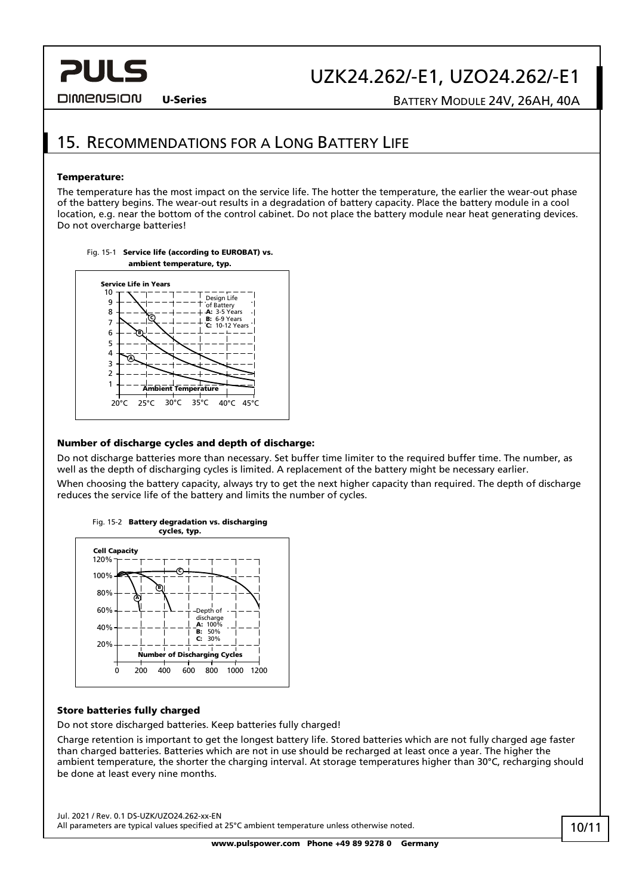# 15. Recommendations for a Long Battery Life

**Temperature:**

The temperature has the most impact on the service life. The hotter the temperature, the earlier the wear-out phase of the battery begins. The wear-out results in a degradation of battery capacity. Place the battery module in a cool location, e.g. near the bottom of the control cabinet. Do not place the battery module near heat generating devices. Do not overcharge batteries!

Fig. 15-1 **Service life (according to EUROBAT) vs. ambient temperature, typ.**

**Number of discharge cycles and depth of discharge:**

Do not discharge batteries more than necessary. Set buffer time limiter to the required buffer time. The number, as well as the depth of discharging cycles is limited. A replacement of the battery might be necessary earlier.

When choosing the battery capacity, always try to get the next higher capacity than required. The depth of discharge reduces the service life of the battery and limits the number of cycles.

Fig. 15-2 **Battery degradation vs. discharging cycles, typ.**

**Store batteries fully charged**

Do not store discharged batteries. Keep batteries fully charged!

Charge retention is important to get the longest battery life. Stored batteries which are not fully charged age faster than charged batteries. Batteries which are not in use should be recharged at least once a year. The higher the ambient temperature, the shorter the charging interval. At storage temperatures higher than 30°C, recharging should be done at least every nine months.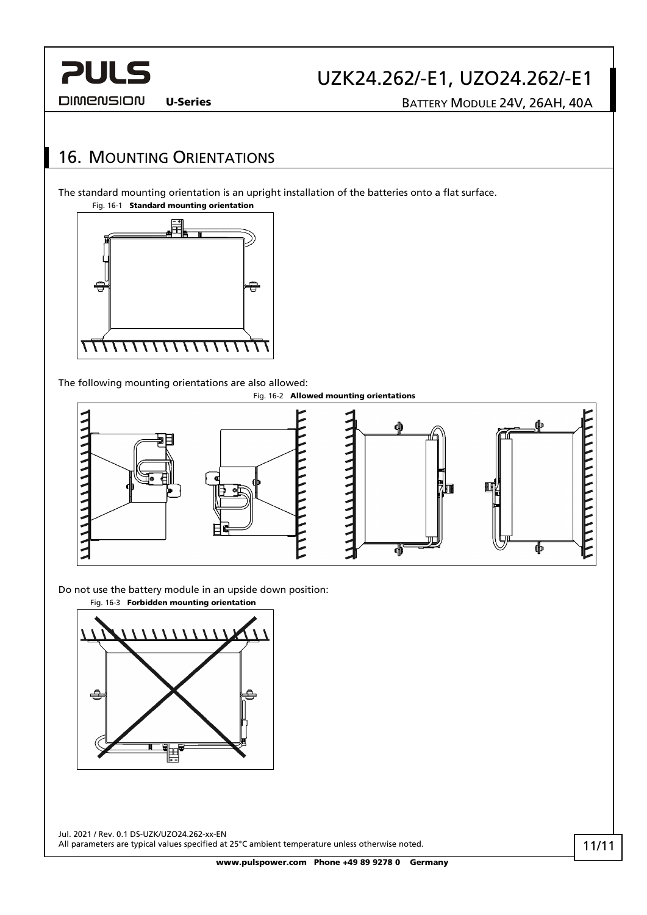## 16. Mounting Orientations

The standard mounting orientation is an upright installation of the batteries onto a flat surface.

Fig. 16-1 **Standard mounting orientation**

The following mounting orientations are also allowed:

Fig. 16-2 **Allowed mounting orientations**

Do not use the battery module in an upside down position:

Fig. 16-3 **Forbidden mounting orientation**